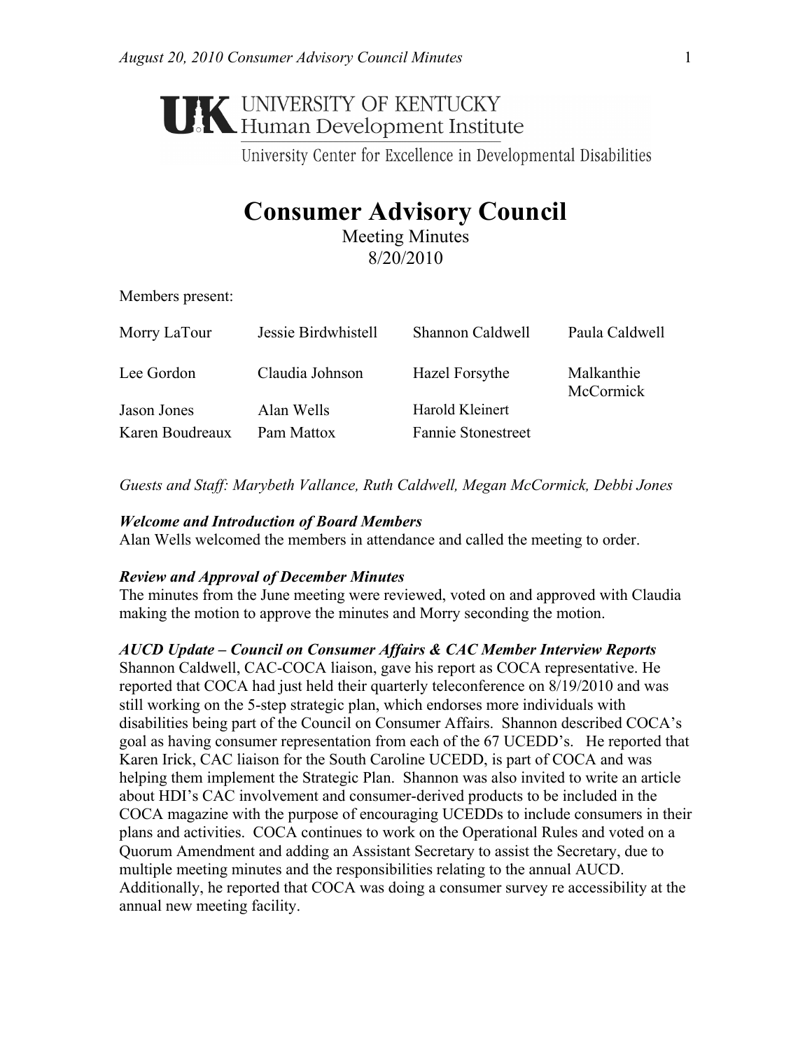UNIVERSITY OF KENTUCKY
Human Development Institute
University Center for Excellence in Developmental Disabilities

# Consumer Advisory Council

Meeting Minutes
8/20/2010

Members present:

| | | | |
|---|---|---|---|
| Morry LaTour | Jessie Birdwhistell | Shannon Caldwell | Paula Caldwell |
| Lee Gordon | Claudia Johnson | Hazel Forsythe | Malkanthie McCormick |
| Jason Jones | Alan Wells | Harold Kleinert | |
| Karen Boudreaux | Pam Mattox | Fannie Stonestreet | |

*Guests and Staff: Marybeth Vallance, Ruth Caldwell, Megan McCormick, Debbi Jones*

***Welcome and Introduction of Board Members***
Alan Wells welcomed the members in attendance and called the meeting to order.

***Review and Approval of December Minutes***
The minutes from the June meeting were reviewed, voted on and approved with Claudia making the motion to approve the minutes and Morry seconding the motion.

***AUCD Update – Council on Consumer Affairs & CAC Member Interview Reports***
Shannon Caldwell, CAC-COCA liaison, gave his report as COCA representative. He reported that COCA had just held their quarterly teleconference on 8/19/2010 and was still working on the 5-step strategic plan, which endorses more individuals with disabilities being part of the Council on Consumer Affairs. Shannon described COCA's goal as having consumer representation from each of the 67 UCEDD's. He reported that Karen Irick, CAC liaison for the South Caroline UCEDD, is part of COCA and was helping them implement the Strategic Plan. Shannon was also invited to write an article about HDI's CAC involvement and consumer-derived products to be included in the COCA magazine with the purpose of encouraging UCEDDs to include consumers in their plans and activities. COCA continues to work on the Operational Rules and voted on a Quorum Amendment and adding an Assistant Secretary to assist the Secretary, due to multiple meeting minutes and the responsibilities relating to the annual AUCD. Additionally, he reported that COCA was doing a consumer survey re accessibility at the annual new meeting facility.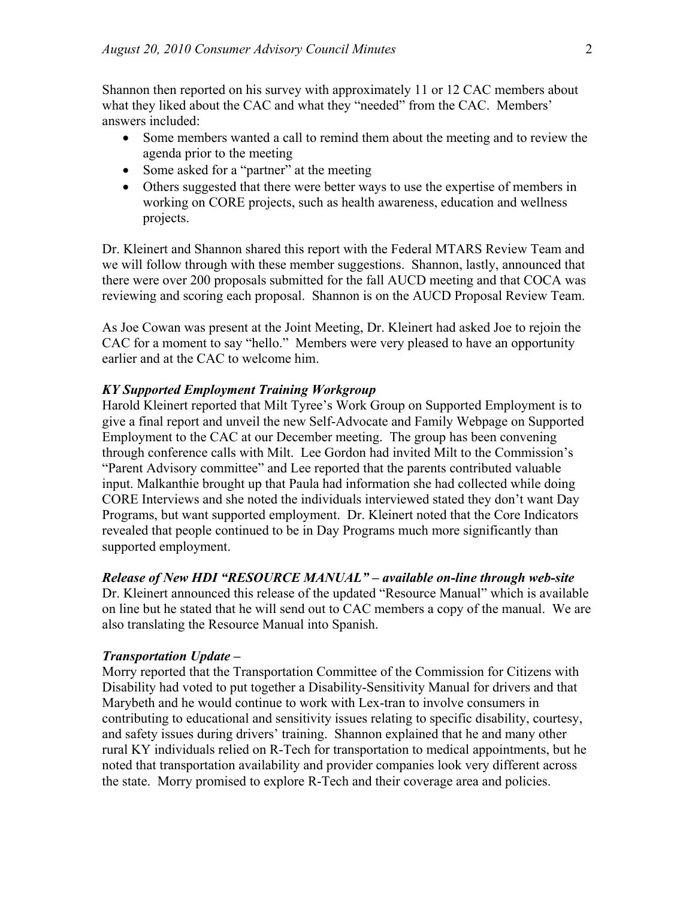Shannon then reported on his survey with approximately 11 or 12 CAC members about what they liked about the CAC and what they "needed" from the CAC. Members' answers included:

- Some members wanted a call to remind them about the meeting and to review the agenda prior to the meeting
- Some asked for a "partner" at the meeting
- Others suggested that there were better ways to use the expertise of members in working on CORE projects, such as health awareness, education and wellness projects.

Dr. Kleinert and Shannon shared this report with the Federal MTARS Review Team and we will follow through with these member suggestions. Shannon, lastly, announced that there were over 200 proposals submitted for the fall AUCD meeting and that COCA was reviewing and scoring each proposal. Shannon is on the AUCD Proposal Review Team.

As Joe Cowan was present at the Joint Meeting, Dr. Kleinert had asked Joe to rejoin the CAC for a moment to say "hello." Members were very pleased to have an opportunity earlier and at the CAC to welcome him.

***KY Supported Employment Training Workgroup***

Harold Kleinert reported that Milt Tyree's Work Group on Supported Employment is to give a final report and unveil the new Self-Advocate and Family Webpage on Supported Employment to the CAC at our December meeting. The group has been convening through conference calls with Milt. Lee Gordon had invited Milt to the Commission's "Parent Advisory committee" and Lee reported that the parents contributed valuable input. Malkanthie brought up that Paula had information she had collected while doing CORE Interviews and she noted the individuals interviewed stated they don't want Day Programs, but want supported employment. Dr. Kleinert noted that the Core Indicators revealed that people continued to be in Day Programs much more significantly than supported employment.

***Release of New HDI "RESOURCE MANUAL" – available on-line through web-site***

Dr. Kleinert announced this release of the updated "Resource Manual" which is available on line but he stated that he will send out to CAC members a copy of the manual. We are also translating the Resource Manual into Spanish.

***Transportation Update –***

Morry reported that the Transportation Committee of the Commission for Citizens with Disability had voted to put together a Disability-Sensitivity Manual for drivers and that Marybeth and he would continue to work with Lex-tran to involve consumers in contributing to educational and sensitivity issues relating to specific disability, courtesy, and safety issues during drivers' training. Shannon explained that he and many other rural KY individuals relied on R-Tech for transportation to medical appointments, but he noted that transportation availability and provider companies look very different across the state. Morry promised to explore R-Tech and their coverage area and policies.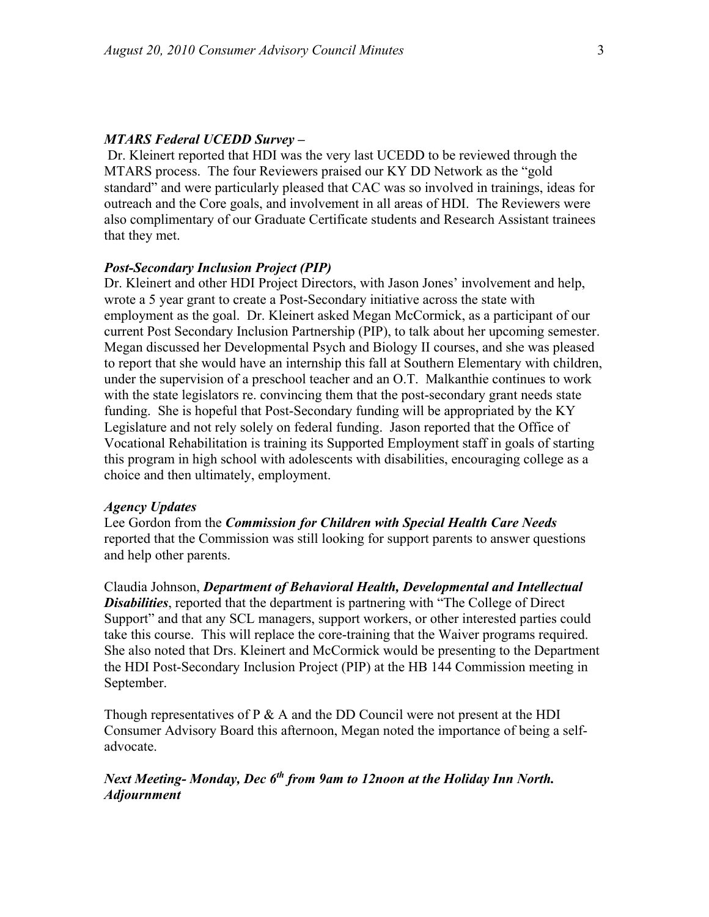### *MTARS Federal UCEDD Survey –*

Dr. Kleinert reported that HDI was the very last UCEDD to be reviewed through the MTARS process. The four Reviewers praised our KY DD Network as the "gold standard" and were particularly pleased that CAC was so involved in trainings, ideas for outreach and the Core goals, and involvement in all areas of HDI. The Reviewers were also complimentary of our Graduate Certificate students and Research Assistant trainees that they met.

### *Post-Secondary Inclusion Project (PIP)*

Dr. Kleinert and other HDI Project Directors, with Jason Jones' involvement and help, wrote a 5 year grant to create a Post-Secondary initiative across the state with employment as the goal. Dr. Kleinert asked Megan McCormick, as a participant of our current Post Secondary Inclusion Partnership (PIP), to talk about her upcoming semester. Megan discussed her Developmental Psych and Biology II courses, and she was pleased to report that she would have an internship this fall at Southern Elementary with children, under the supervision of a preschool teacher and an O.T. Malkanthie continues to work with the state legislators re. convincing them that the post-secondary grant needs state funding. She is hopeful that Post-Secondary funding will be appropriated by the KY Legislature and not rely solely on federal funding. Jason reported that the Office of Vocational Rehabilitation is training its Supported Employment staff in goals of starting this program in high school with adolescents with disabilities, encouraging college as a choice and then ultimately, employment.

### *Agency Updates*

Lee Gordon from the ***Commission for Children with Special Health Care Needs*** reported that the Commission was still looking for support parents to answer questions and help other parents.

Claudia Johnson, ***Department of Behavioral Health, Developmental and Intellectual Disabilities***, reported that the department is partnering with "The College of Direct Support" and that any SCL managers, support workers, or other interested parties could take this course. This will replace the core-training that the Waiver programs required. She also noted that Drs. Kleinert and McCormick would be presenting to the Department the HDI Post-Secondary Inclusion Project (PIP) at the HB 144 Commission meeting in September.

Though representatives of P & A and the DD Council were not present at the HDI Consumer Advisory Board this afternoon, Megan noted the importance of being a self-advocate.

### *Next Meeting- Monday, Dec 6th from 9am to 12noon at the Holiday Inn North.*
### *Adjournment*